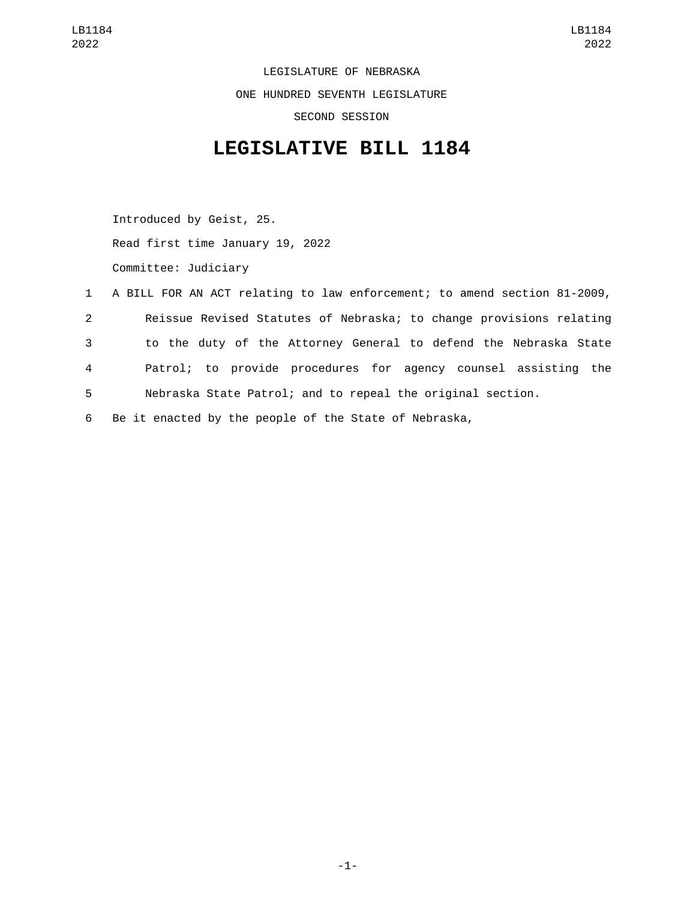LEGISLATURE OF NEBRASKA

ONE HUNDRED SEVENTH LEGISLATURE

SECOND SESSION

# LEGISLATIVE BILL 1184

Introduced by Geist, 25.

Read first time January 19, 2022

Committee: Judiciary

A BILL FOR AN ACT relating to law enforcement; to amend section 81-2009, Reissue Revised Statutes of Nebraska; to change provisions relating to the duty of the Attorney General to defend the Nebraska State Patrol; to provide procedures for agency counsel assisting the Nebraska State Patrol; and to repeal the original section.

Be it enacted by the people of the State of Nebraska,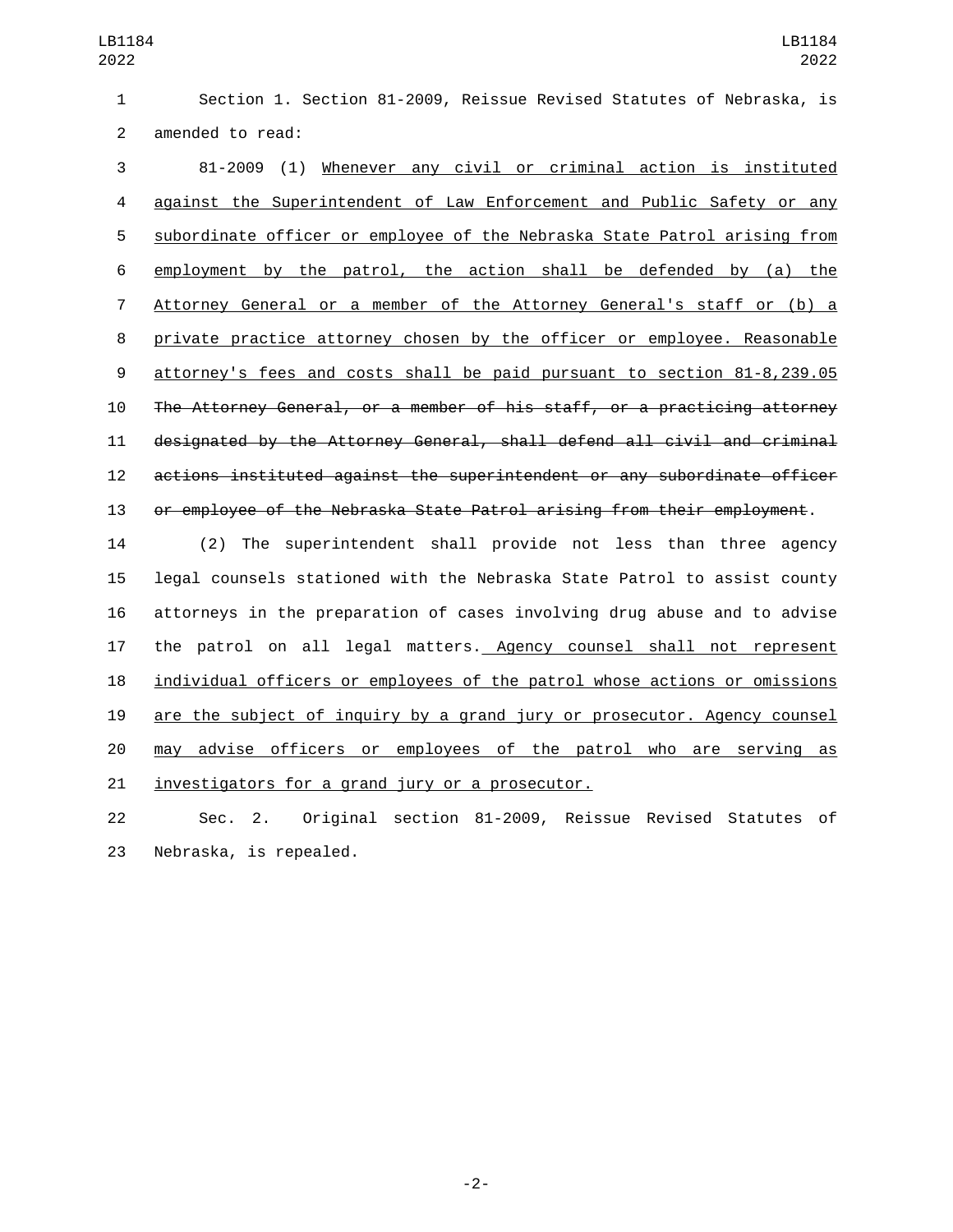Section 1. Section 81-2009, Reissue Revised Statutes of Nebraska, is amended to read:

81-2009 (1) <u>Whenever any civil or criminal action is instituted against the Superintendent of Law Enforcement and Public Safety or any subordinate officer or employee of the Nebraska State Patrol arising from employment by the patrol, the action shall be defended by (a) the Attorney General or a member of the Attorney General's staff or (b) a private practice attorney chosen by the officer or employee. Reasonable attorney's fees and costs shall be paid pursuant to section 81-8,239.05</u> ~~The Attorney General, or a member of his staff, or a practicing attorney designated by the Attorney General, shall defend all civil and criminal actions instituted against the superintendent or any subordinate officer or employee of the Nebraska State Patrol arising from their employment~~.

(2) The superintendent shall provide not less than three agency legal counsels stationed with the Nebraska State Patrol to assist county attorneys in the preparation of cases involving drug abuse and to advise the patrol on all legal matters.<u> Agency counsel shall not represent individual officers or employees of the patrol whose actions or omissions are the subject of inquiry by a grand jury or prosecutor. Agency counsel may advise officers or employees of the patrol who are serving as investigators for a grand jury or a prosecutor.</u>

Sec. 2. Original section 81-2009, Reissue Revised Statutes of Nebraska, is repealed.